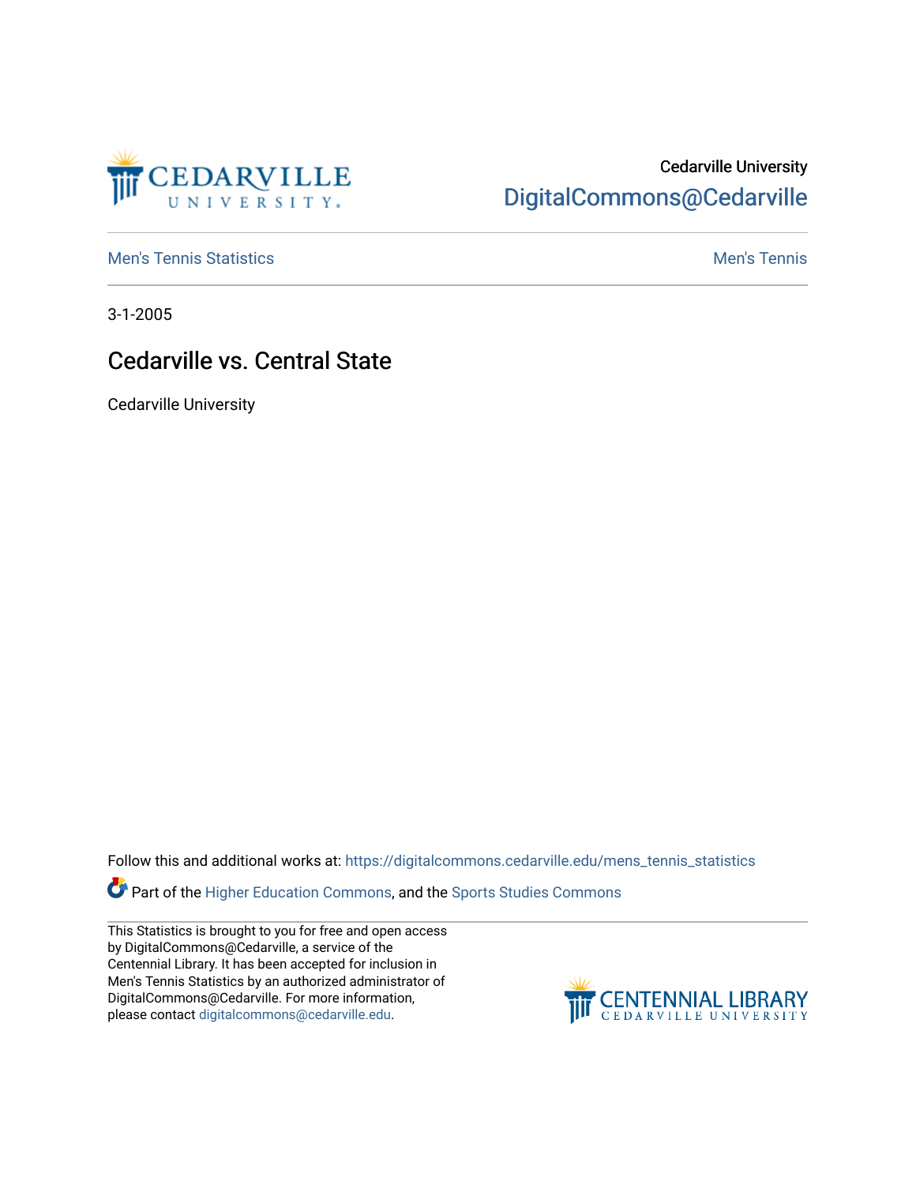Cedarville University

DigitalCommons@Cedarville

Men's Tennis Statistics | Men's Tennis

3-1-2005

# Cedarville vs. Central State

Cedarville University

Follow this and additional works at: https://digitalcommons.cedarville.edu/mens_tennis_statistics

Part of the Higher Education Commons, and the Sports Studies Commons

This Statistics is brought to you for free and open access by DigitalCommons@Cedarville, a service of the Centennial Library. It has been accepted for inclusion in Men's Tennis Statistics by an authorized administrator of DigitalCommons@Cedarville. For more information, please contact digitalcommons@cedarville.edu.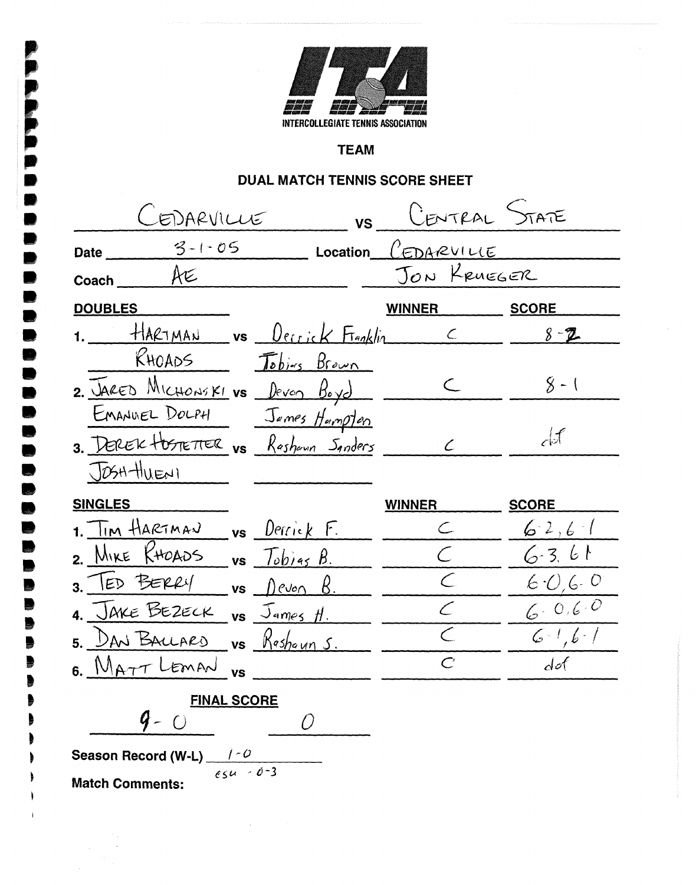INTERCOLLEGIATE TENNIS ASSOCIATION

## TEAM

## DUAL MATCH TENNIS SCORE SHEET

CEDARVILLE vs CENTRAL STATE

Date 3-1-05 Location CEDARVILLE

Coach AE JON KRUEGER

### DOUBLES

| | | | WINNER | SCORE |
|---|---|---|---|---|
| 1. HARTMAN / RHOADS | vs | Derrick Franklin / Tobias Brown | C | 8-2 |
| 2. JARED MICHONSKI / EMANUEL DOLPH | vs | Devon Boyd / James Hampton | C | 8-1 |
| 3. DEREK HOSTETTER / JOSH HUENI | vs | Rashawn Sanders | C | dof |

### SINGLES

| | | | WINNER | SCORE |
|---|---|---|---|---|
| 1. TIM HARTMAN | vs | Derrick F. | C | 6-2, 6-1 |
| 2. MIKE RHOADS | vs | Tobias B. | C | 6-3, 6-1 |
| 3. TED BERRY | vs | Devon B. | C | 6-0, 6-0 |
| 4. JAKE BEZECK | vs | James H. | C | 6-0, 6-0 |
| 5. DAN BALLARD | vs | Rashaun S. | C | 6-1, 6-1 |
| 6. MATT LEMAN | vs | | C | dof |

**FINAL SCORE**

9-0 0

Season Record (W-L) 1-0

CSU - 0-3

Match Comments: